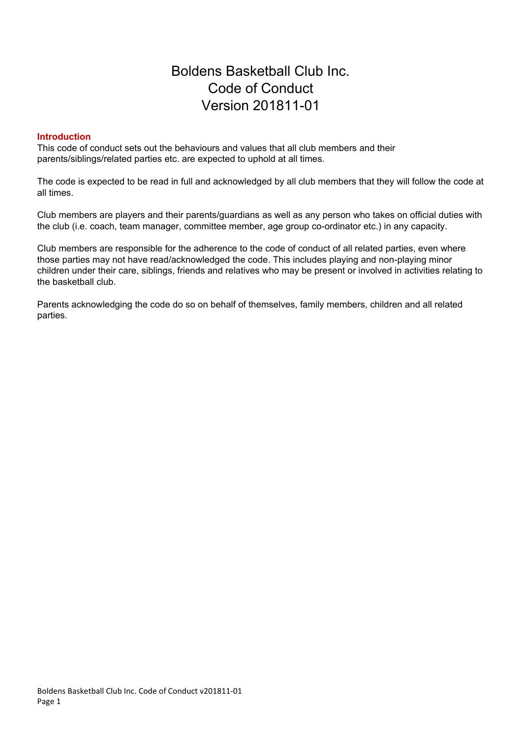# Boldens Basketball Club Inc.
# Code of Conduct
# Version 201811-01

## Introduction

This code of conduct sets out the behaviours and values that all club members and their parents/siblings/related parties etc. are expected to uphold at all times.

The code is expected to be read in full and acknowledged by all club members that they will follow the code at all times.

Club members are players and their parents/guardians as well as any person who takes on official duties with the club (i.e. coach, team manager, committee member, age group co-ordinator etc.) in any capacity.

Club members are responsible for the adherence to the code of conduct of all related parties, even where those parties may not have read/acknowledged the code. This includes playing and non-playing minor children under their care, siblings, friends and relatives who may be present or involved in activities relating to the basketball club.

Parents acknowledging the code do so on behalf of themselves, family members, children and all related parties.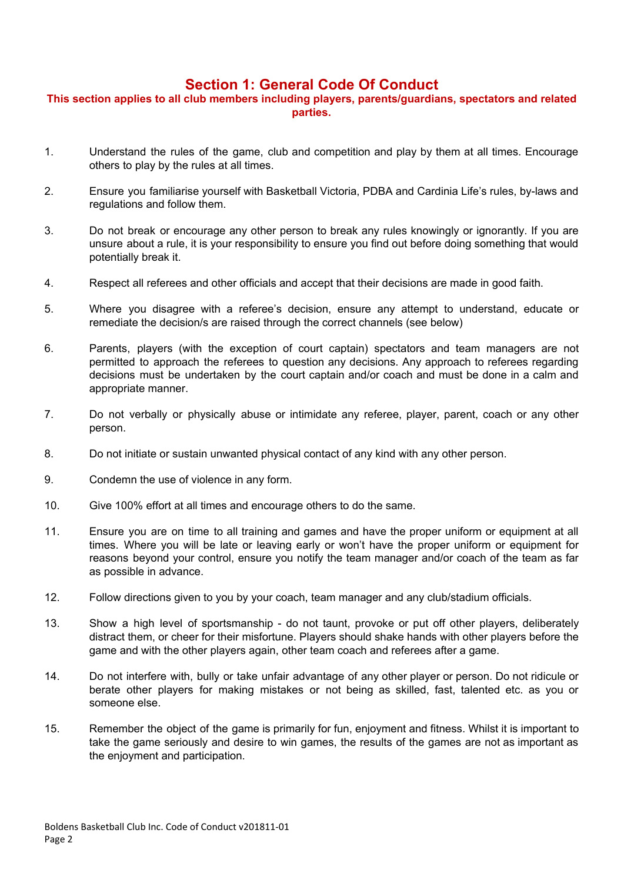# Section 1: General Code Of Conduct

**This section applies to all club members including players, parents/guardians, spectators and related parties.**

1. Understand the rules of the game, club and competition and play by them at all times. Encourage others to play by the rules at all times.

2. Ensure you familiarise yourself with Basketball Victoria, PDBA and Cardinia Life's rules, by-laws and regulations and follow them.

3. Do not break or encourage any other person to break any rules knowingly or ignorantly. If you are unsure about a rule, it is your responsibility to ensure you find out before doing something that would potentially break it.

4. Respect all referees and other officials and accept that their decisions are made in good faith.

5. Where you disagree with a referee's decision, ensure any attempt to understand, educate or remediate the decision/s are raised through the correct channels (see below)

6. Parents, players (with the exception of court captain) spectators and team managers are not permitted to approach the referees to question any decisions. Any approach to referees regarding decisions must be undertaken by the court captain and/or coach and must be done in a calm and appropriate manner.

7. Do not verbally or physically abuse or intimidate any referee, player, parent, coach or any other person.

8. Do not initiate or sustain unwanted physical contact of any kind with any other person.

9. Condemn the use of violence in any form.

10. Give 100% effort at all times and encourage others to do the same.

11. Ensure you are on time to all training and games and have the proper uniform or equipment at all times. Where you will be late or leaving early or won't have the proper uniform or equipment for reasons beyond your control, ensure you notify the team manager and/or coach of the team as far as possible in advance.

12. Follow directions given to you by your coach, team manager and any club/stadium officials.

13. Show a high level of sportsmanship - do not taunt, provoke or put off other players, deliberately distract them, or cheer for their misfortune. Players should shake hands with other players before the game and with the other players again, other team coach and referees after a game.

14. Do not interfere with, bully or take unfair advantage of any other player or person. Do not ridicule or berate other players for making mistakes or not being as skilled, fast, talented etc. as you or someone else.

15. Remember the object of the game is primarily for fun, enjoyment and fitness. Whilst it is important to take the game seriously and desire to win games, the results of the games are not as important as the enjoyment and participation.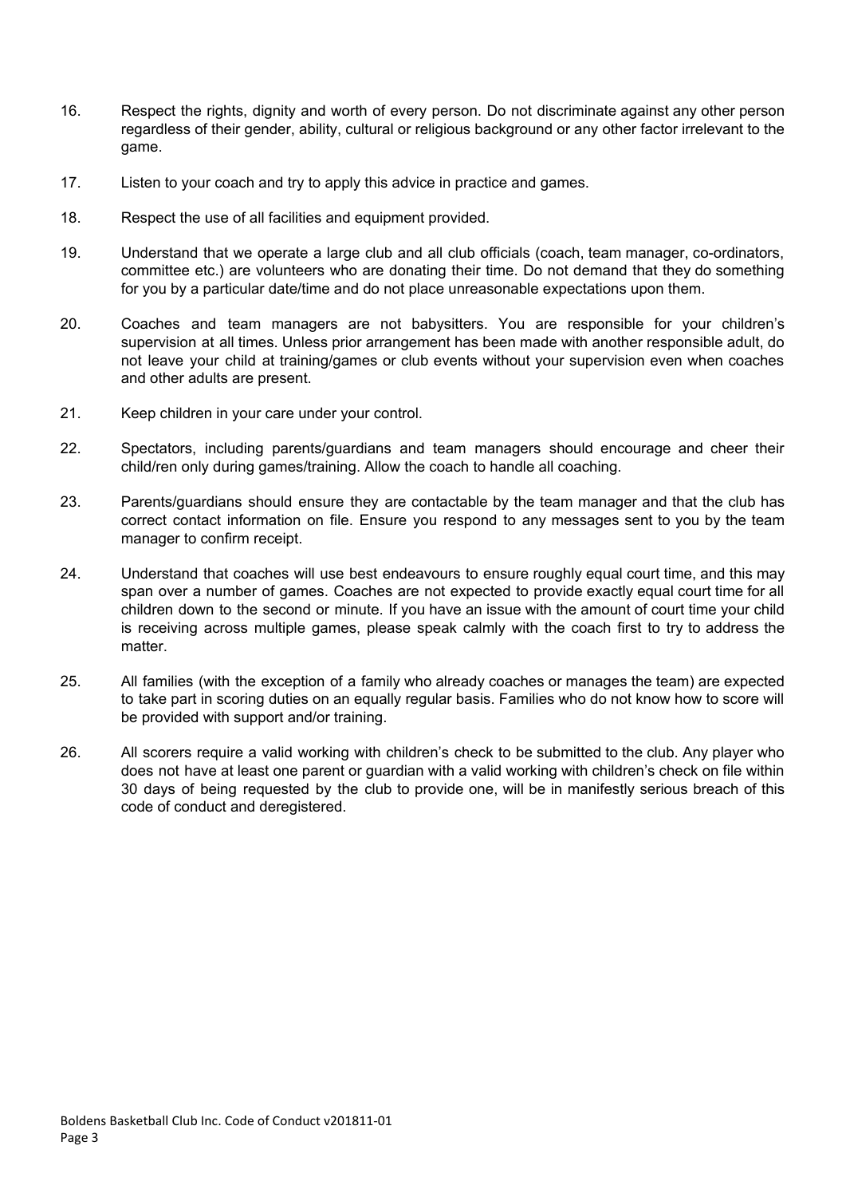16. Respect the rights, dignity and worth of every person. Do not discriminate against any other person regardless of their gender, ability, cultural or religious background or any other factor irrelevant to the game.

17. Listen to your coach and try to apply this advice in practice and games.

18. Respect the use of all facilities and equipment provided.

19. Understand that we operate a large club and all club officials (coach, team manager, co-ordinators, committee etc.) are volunteers who are donating their time. Do not demand that they do something for you by a particular date/time and do not place unreasonable expectations upon them.

20. Coaches and team managers are not babysitters. You are responsible for your children's supervision at all times. Unless prior arrangement has been made with another responsible adult, do not leave your child at training/games or club events without your supervision even when coaches and other adults are present.

21. Keep children in your care under your control.

22. Spectators, including parents/guardians and team managers should encourage and cheer their child/ren only during games/training. Allow the coach to handle all coaching.

23. Parents/guardians should ensure they are contactable by the team manager and that the club has correct contact information on file. Ensure you respond to any messages sent to you by the team manager to confirm receipt.

24. Understand that coaches will use best endeavours to ensure roughly equal court time, and this may span over a number of games. Coaches are not expected to provide exactly equal court time for all children down to the second or minute. If you have an issue with the amount of court time your child is receiving across multiple games, please speak calmly with the coach first to try to address the matter.

25. All families (with the exception of a family who already coaches or manages the team) are expected to take part in scoring duties on an equally regular basis. Families who do not know how to score will be provided with support and/or training.

26. All scorers require a valid working with children's check to be submitted to the club. Any player who does not have at least one parent or guardian with a valid working with children's check on file within 30 days of being requested by the club to provide one, will be in manifestly serious breach of this code of conduct and deregistered.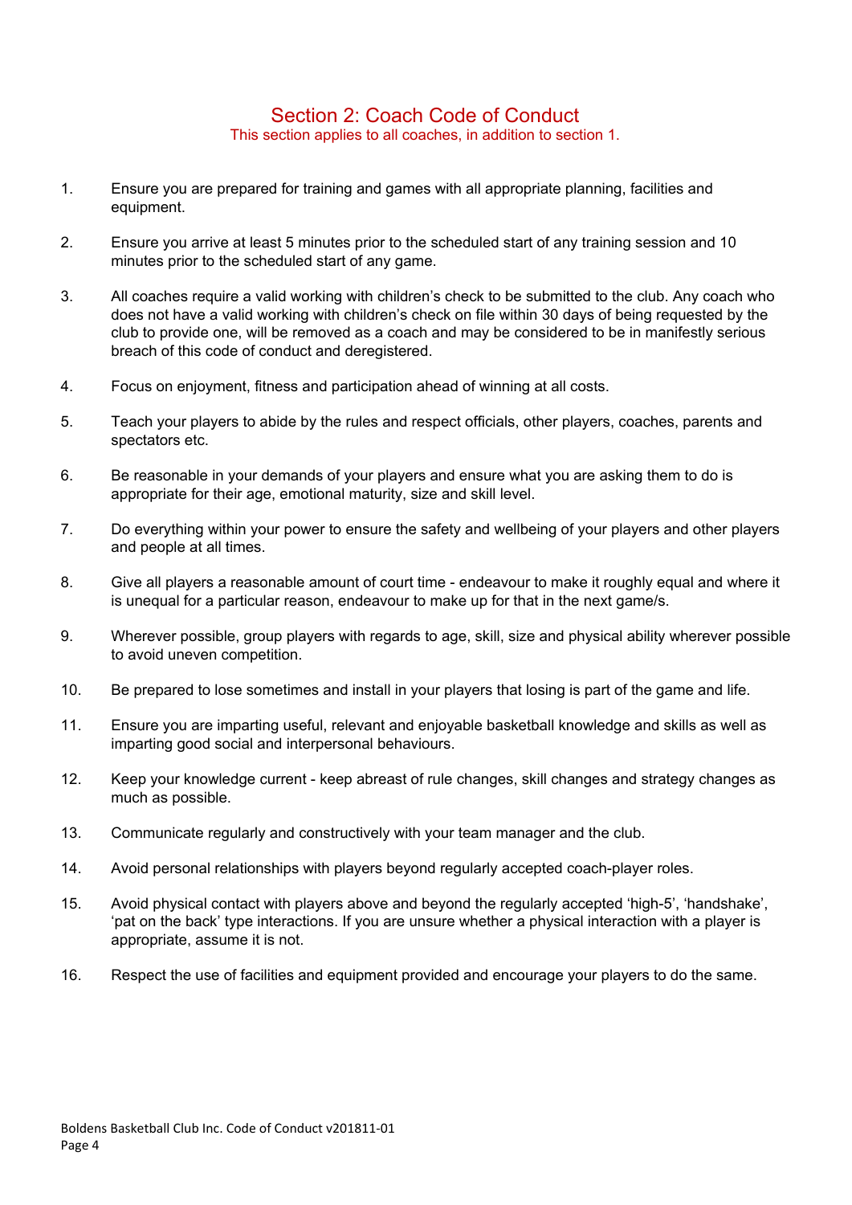## Section 2: Coach Code of Conduct

This section applies to all coaches, in addition to section 1.

1. Ensure you are prepared for training and games with all appropriate planning, facilities and equipment.

2. Ensure you arrive at least 5 minutes prior to the scheduled start of any training session and 10 minutes prior to the scheduled start of any game.

3. All coaches require a valid working with children's check to be submitted to the club. Any coach who does not have a valid working with children's check on file within 30 days of being requested by the club to provide one, will be removed as a coach and may be considered to be in manifestly serious breach of this code of conduct and deregistered.

4. Focus on enjoyment, fitness and participation ahead of winning at all costs.

5. Teach your players to abide by the rules and respect officials, other players, coaches, parents and spectators etc.

6. Be reasonable in your demands of your players and ensure what you are asking them to do is appropriate for their age, emotional maturity, size and skill level.

7. Do everything within your power to ensure the safety and wellbeing of your players and other players and people at all times.

8. Give all players a reasonable amount of court time - endeavour to make it roughly equal and where it is unequal for a particular reason, endeavour to make up for that in the next game/s.

9. Wherever possible, group players with regards to age, skill, size and physical ability wherever possible to avoid uneven competition.

10. Be prepared to lose sometimes and install in your players that losing is part of the game and life.

11. Ensure you are imparting useful, relevant and enjoyable basketball knowledge and skills as well as imparting good social and interpersonal behaviours.

12. Keep your knowledge current - keep abreast of rule changes, skill changes and strategy changes as much as possible.

13. Communicate regularly and constructively with your team manager and the club.

14. Avoid personal relationships with players beyond regularly accepted coach-player roles.

15. Avoid physical contact with players above and beyond the regularly accepted 'high-5', 'handshake', 'pat on the back' type interactions. If you are unsure whether a physical interaction with a player is appropriate, assume it is not.

16. Respect the use of facilities and equipment provided and encourage your players to do the same.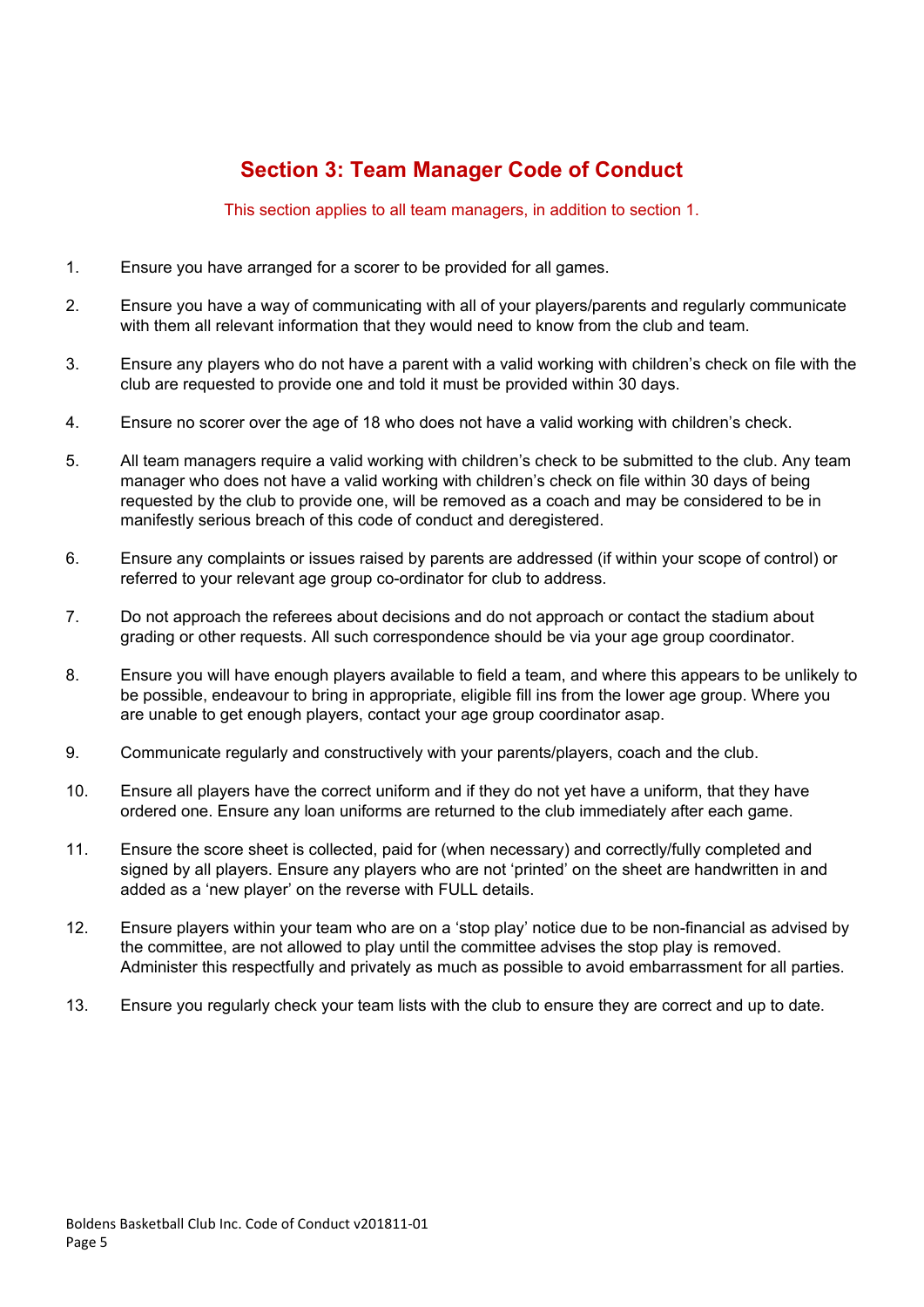## Section 3: Team Manager Code of Conduct

This section applies to all team managers, in addition to section 1.

1. Ensure you have arranged for a scorer to be provided for all games.
2. Ensure you have a way of communicating with all of your players/parents and regularly communicate with them all relevant information that they would need to know from the club and team.
3. Ensure any players who do not have a parent with a valid working with children's check on file with the club are requested to provide one and told it must be provided within 30 days.
4. Ensure no scorer over the age of 18 who does not have a valid working with children's check.
5. All team managers require a valid working with children's check to be submitted to the club. Any team manager who does not have a valid working with children's check on file within 30 days of being requested by the club to provide one, will be removed as a coach and may be considered to be in manifestly serious breach of this code of conduct and deregistered.
6. Ensure any complaints or issues raised by parents are addressed (if within your scope of control) or referred to your relevant age group co-ordinator for club to address.
7. Do not approach the referees about decisions and do not approach or contact the stadium about grading or other requests. All such correspondence should be via your age group coordinator.
8. Ensure you will have enough players available to field a team, and where this appears to be unlikely to be possible, endeavour to bring in appropriate, eligible fill ins from the lower age group. Where you are unable to get enough players, contact your age group coordinator asap.
9. Communicate regularly and constructively with your parents/players, coach and the club.
10. Ensure all players have the correct uniform and if they do not yet have a uniform, that they have ordered one. Ensure any loan uniforms are returned to the club immediately after each game.
11. Ensure the score sheet is collected, paid for (when necessary) and correctly/fully completed and signed by all players. Ensure any players who are not 'printed' on the sheet are handwritten in and added as a 'new player' on the reverse with FULL details.
12. Ensure players within your team who are on a 'stop play' notice due to be non-financial as advised by the committee, are not allowed to play until the committee advises the stop play is removed. Administer this respectfully and privately as much as possible to avoid embarrassment for all parties.
13. Ensure you regularly check your team lists with the club to ensure they are correct and up to date.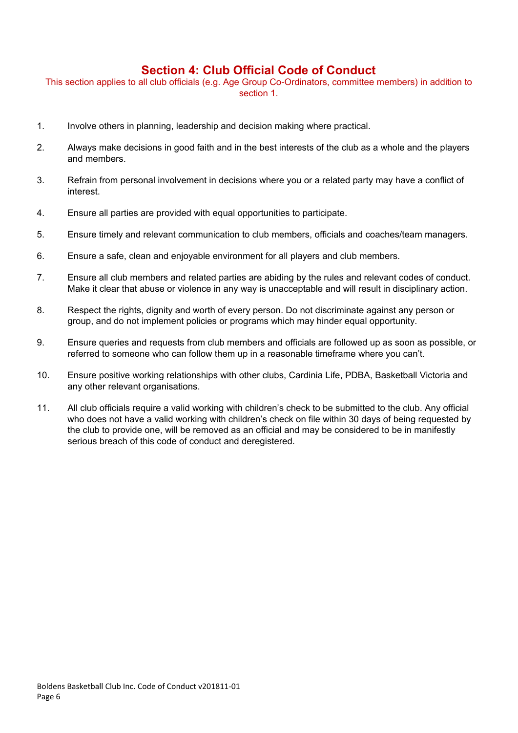## Section 4: Club Official Code of Conduct

This section applies to all club officials (e.g. Age Group Co-Ordinators, committee members) in addition to section 1.

1. Involve others in planning, leadership and decision making where practical.
2. Always make decisions in good faith and in the best interests of the club as a whole and the players and members.
3. Refrain from personal involvement in decisions where you or a related party may have a conflict of interest.
4. Ensure all parties are provided with equal opportunities to participate.
5. Ensure timely and relevant communication to club members, officials and coaches/team managers.
6. Ensure a safe, clean and enjoyable environment for all players and club members.
7. Ensure all club members and related parties are abiding by the rules and relevant codes of conduct. Make it clear that abuse or violence in any way is unacceptable and will result in disciplinary action.
8. Respect the rights, dignity and worth of every person. Do not discriminate against any person or group, and do not implement policies or programs which may hinder equal opportunity.
9. Ensure queries and requests from club members and officials are followed up as soon as possible, or referred to someone who can follow them up in a reasonable timeframe where you can't.
10. Ensure positive working relationships with other clubs, Cardinia Life, PDBA, Basketball Victoria and any other relevant organisations.
11. All club officials require a valid working with children's check to be submitted to the club. Any official who does not have a valid working with children's check on file within 30 days of being requested by the club to provide one, will be removed as an official and may be considered to be in manifestly serious breach of this code of conduct and deregistered.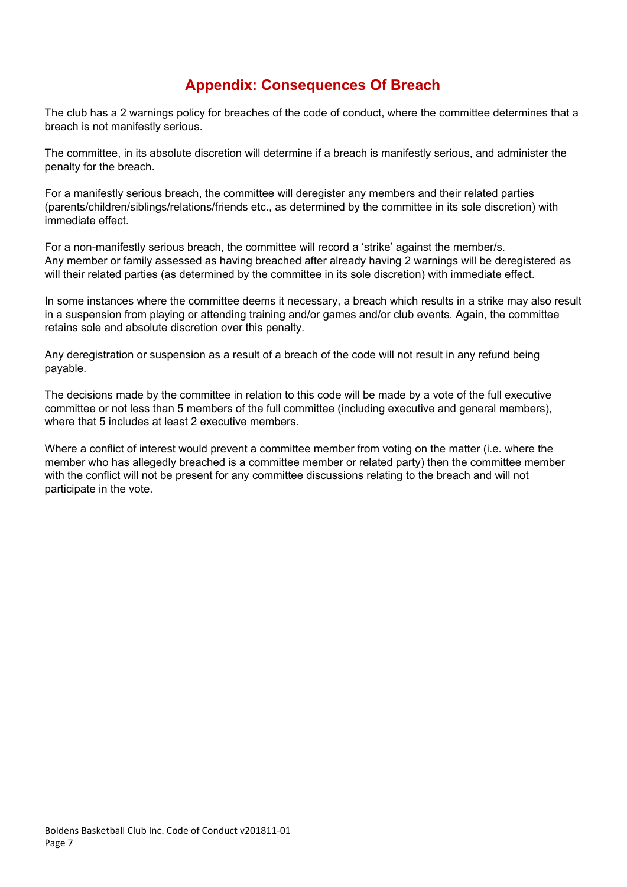## Appendix: Consequences Of Breach

The club has a 2 warnings policy for breaches of the code of conduct, where the committee determines that a breach is not manifestly serious.

The committee, in its absolute discretion will determine if a breach is manifestly serious, and administer the penalty for the breach.

For a manifestly serious breach, the committee will deregister any members and their related parties (parents/children/siblings/relations/friends etc., as determined by the committee in its sole discretion) with immediate effect.

For a non-manifestly serious breach, the committee will record a 'strike' against the member/s.
Any member or family assessed as having breached after already having 2 warnings will be deregistered as will their related parties (as determined by the committee in its sole discretion) with immediate effect.

In some instances where the committee deems it necessary, a breach which results in a strike may also result in a suspension from playing or attending training and/or games and/or club events. Again, the committee retains sole and absolute discretion over this penalty.

Any deregistration or suspension as a result of a breach of the code will not result in any refund being payable.

The decisions made by the committee in relation to this code will be made by a vote of the full executive committee or not less than 5 members of the full committee (including executive and general members), where that 5 includes at least 2 executive members.

Where a conflict of interest would prevent a committee member from voting on the matter (i.e. where the member who has allegedly breached is a committee member or related party) then the committee member with the conflict will not be present for any committee discussions relating to the breach and will not participate in the vote.